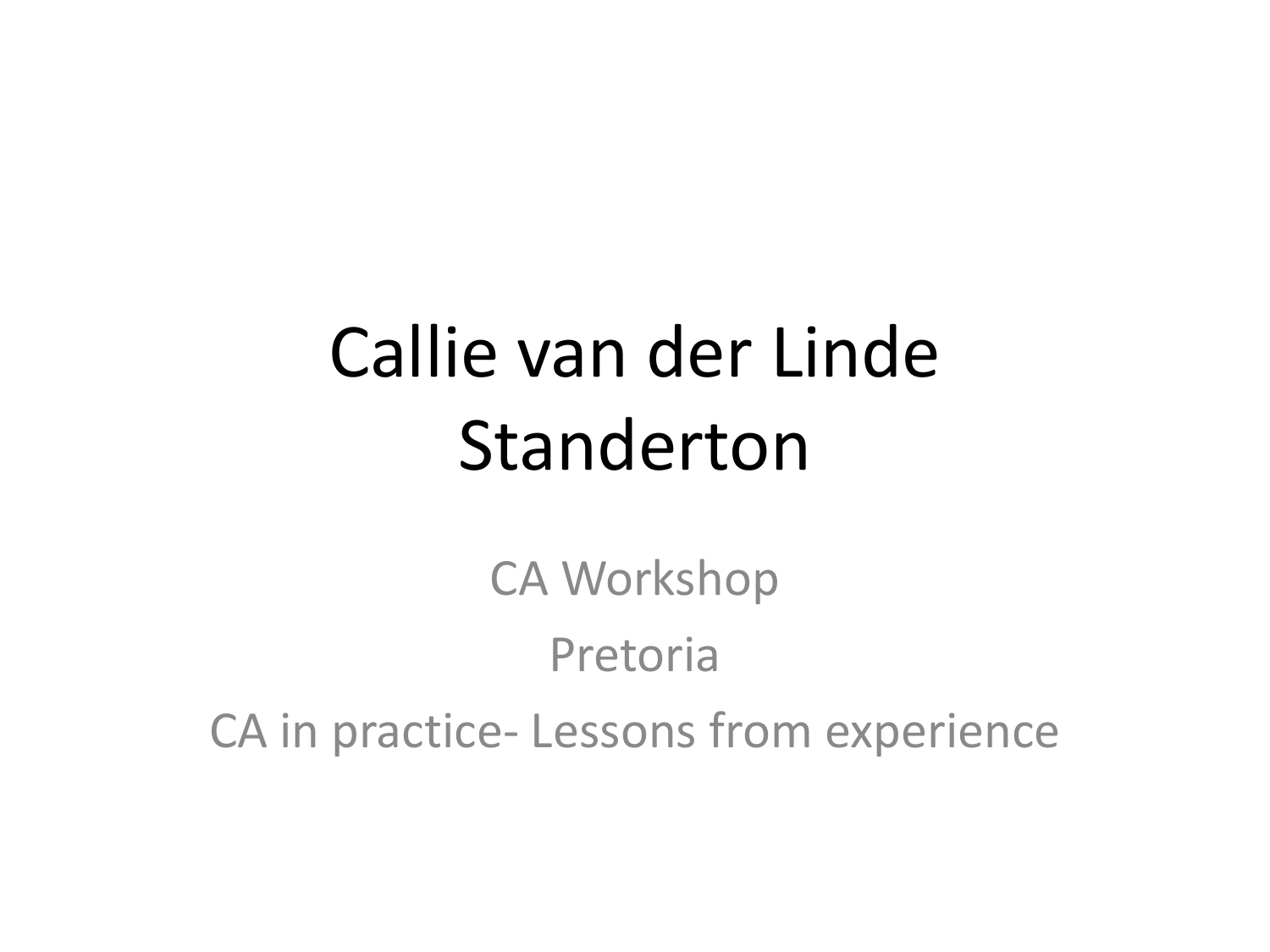# Callie van der Linde Standerton

CA Workshop

Pretoria

CA in practice- Lessons from experience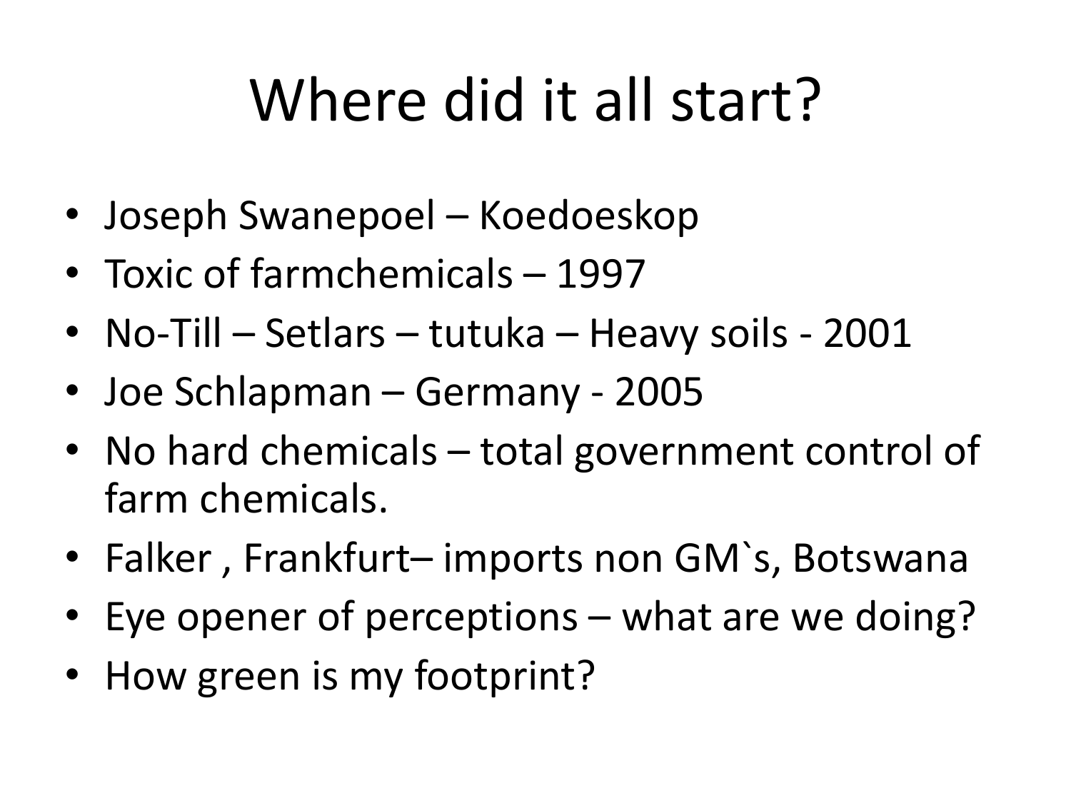# Where did it all start?

- Joseph Swanepoel – Koedoeskop
- Toxic of farmchemicals – 1997
- No-Till – Setlars – tutuka – Heavy soils - 2001
- Joe Schlapman – Germany - 2005
- No hard chemicals – total government control of farm chemicals.
- Falker , Frankfurt– imports non GM`s, Botswana
- Eye opener of perceptions – what are we doing?
- How green is my footprint?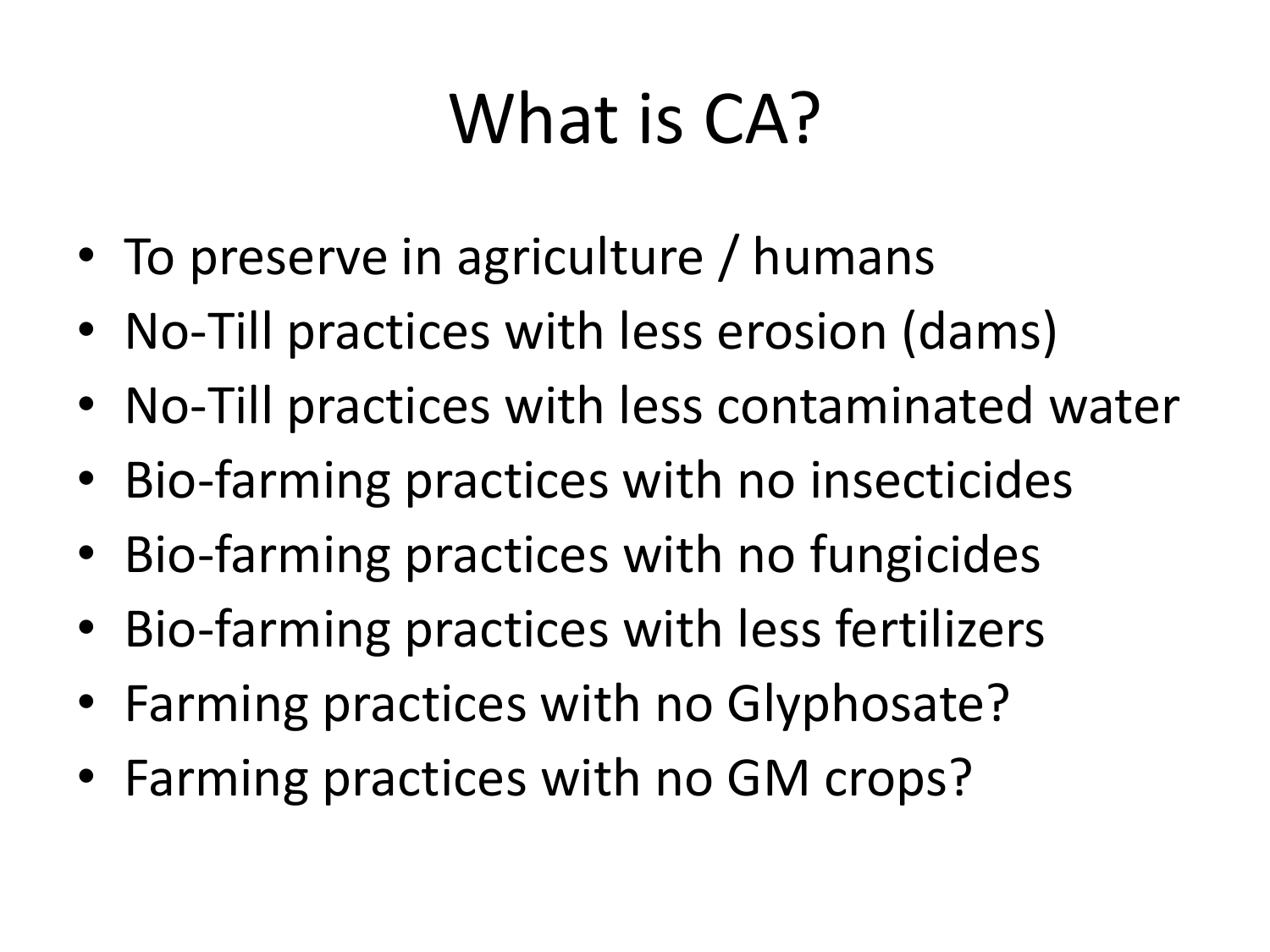# What is CA?

- To preserve in agriculture / humans
- No-Till practices with less erosion (dams)
- No-Till practices with less contaminated water
- Bio-farming practices with no insecticides
- Bio-farming practices with no fungicides
- Bio-farming practices with less fertilizers
- Farming practices with no Glyphosate?
- Farming practices with no GM crops?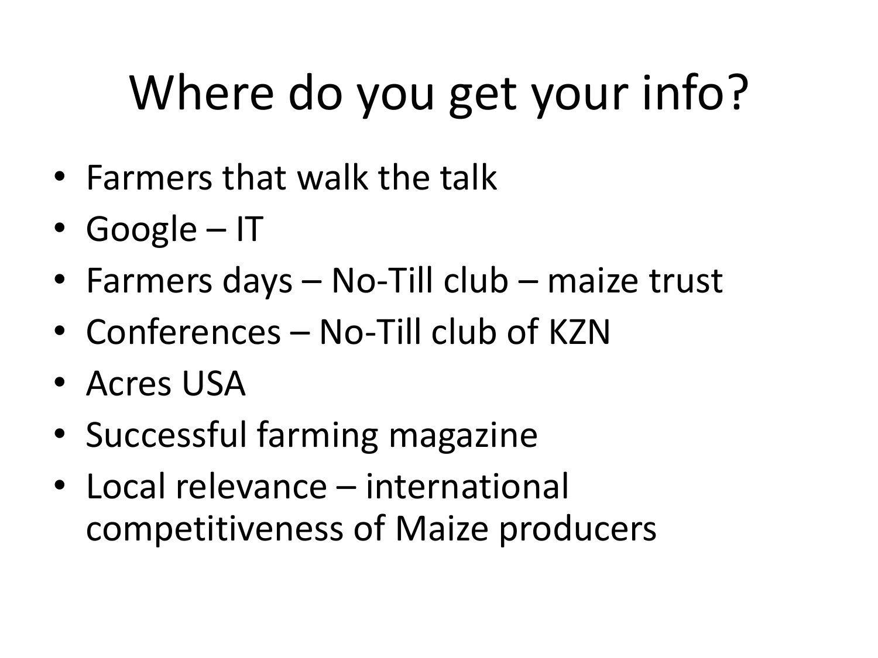# Where do you get your info?

- Farmers that walk the talk
- Google – IT
- Farmers days – No-Till club – maize trust
- Conferences – No-Till club of KZN
- Acres USA
- Successful farming magazine
- Local relevance – international competitiveness of Maize producers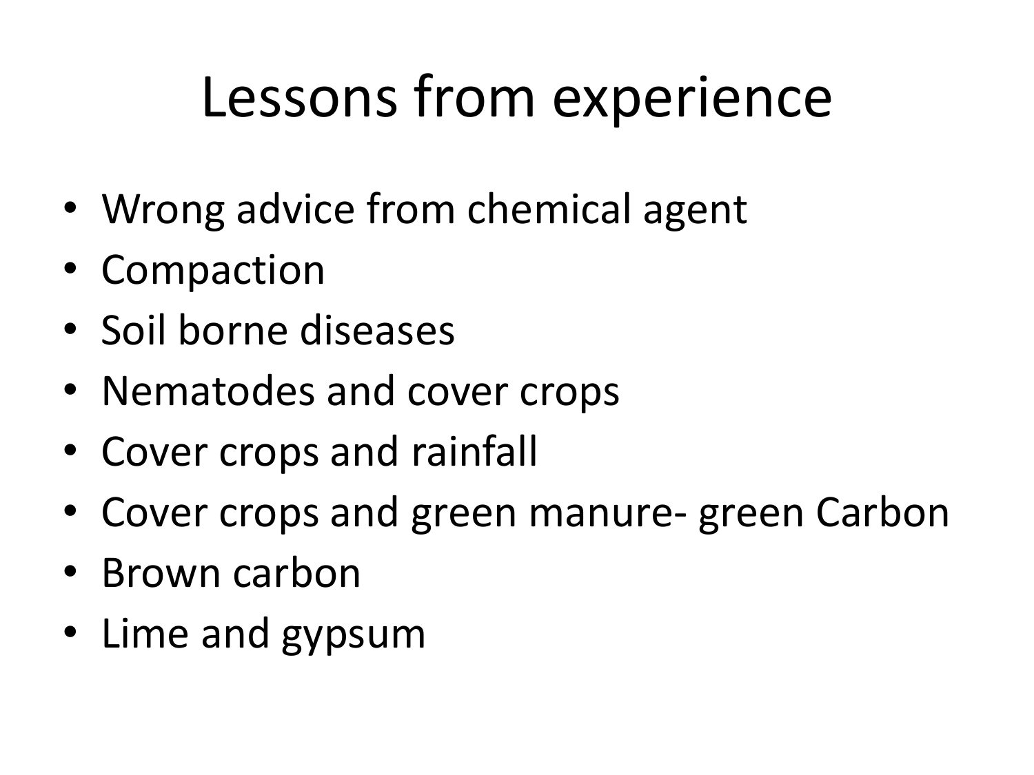# Lessons from experience

- Wrong advice from chemical agent
- Compaction
- Soil borne diseases
- Nematodes and cover crops
- Cover crops and rainfall
- Cover crops and green manure- green Carbon
- Brown carbon
- Lime and gypsum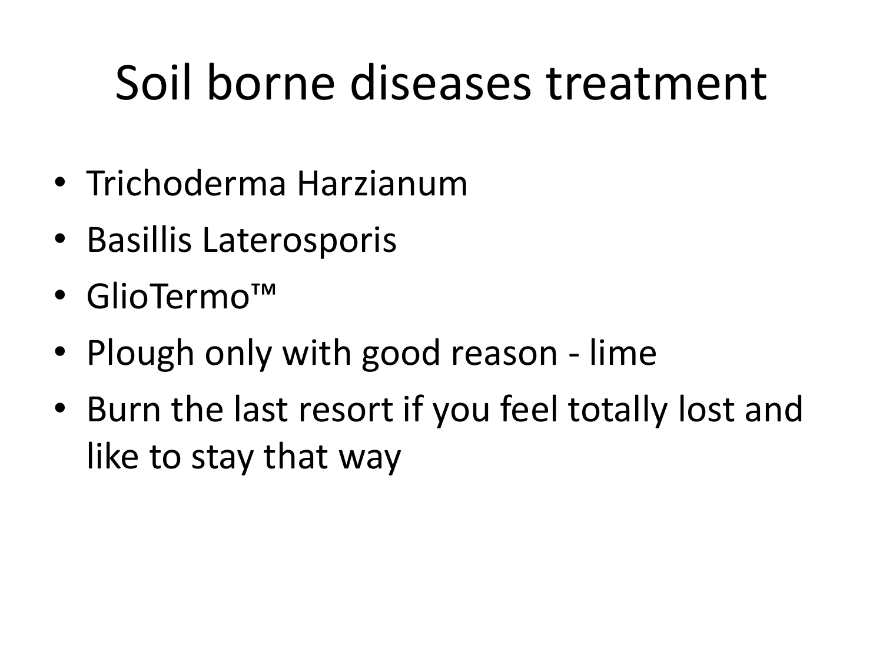# Soil borne diseases treatment

- Trichoderma Harzianum
- Basillis Laterosporis
- GlioTermo™
- Plough only with good reason - lime
- Burn the last resort if you feel totally lost and like to stay that way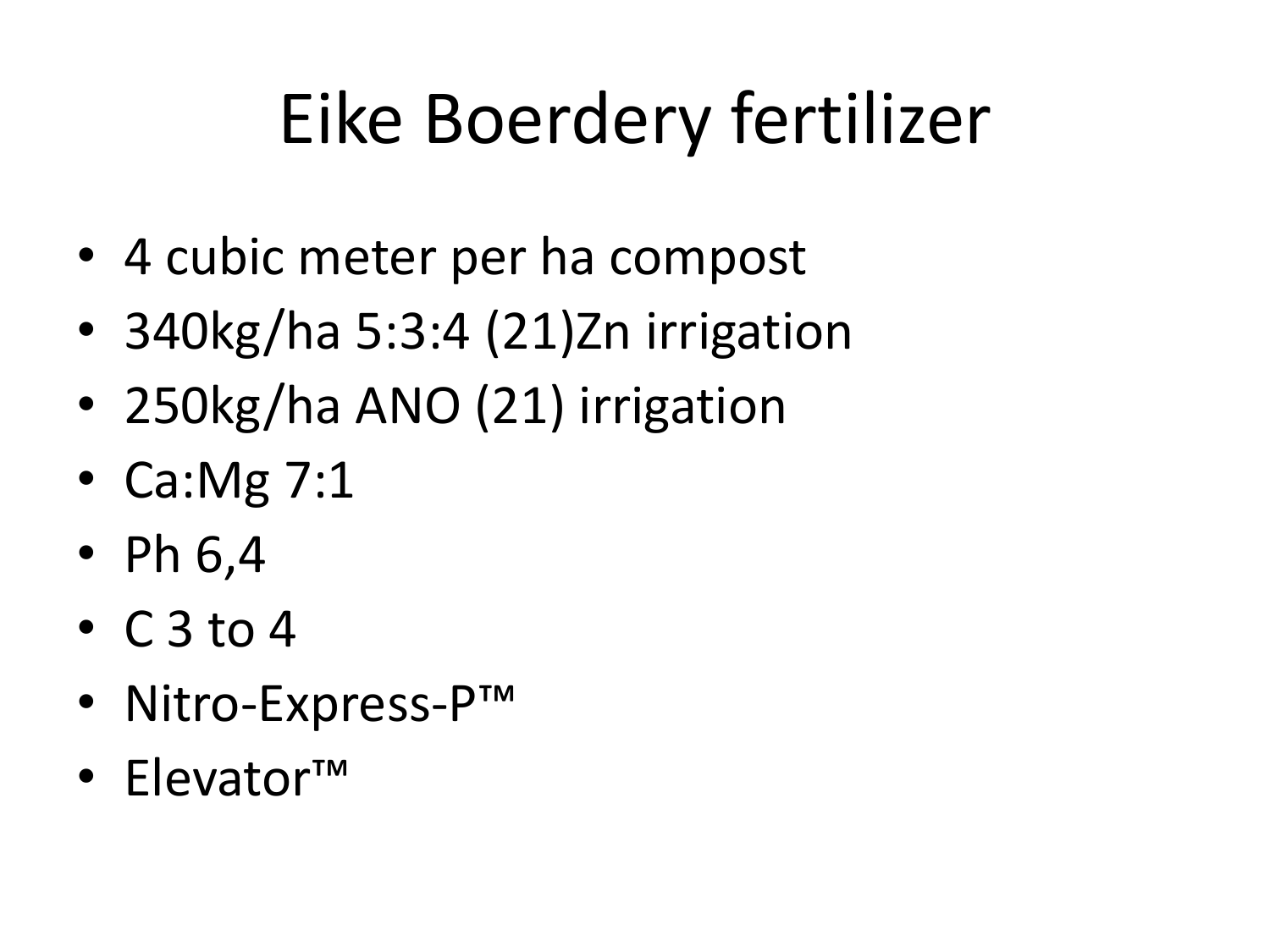# Eike Boerdery fertilizer

- 4 cubic meter per ha compost
- 340kg/ha 5:3:4 (21)Zn irrigation
- 250kg/ha ANO (21) irrigation
- Ca:Mg 7:1
- Ph 6,4
- C 3 to 4
- Nitro-Express-P™
- Elevator™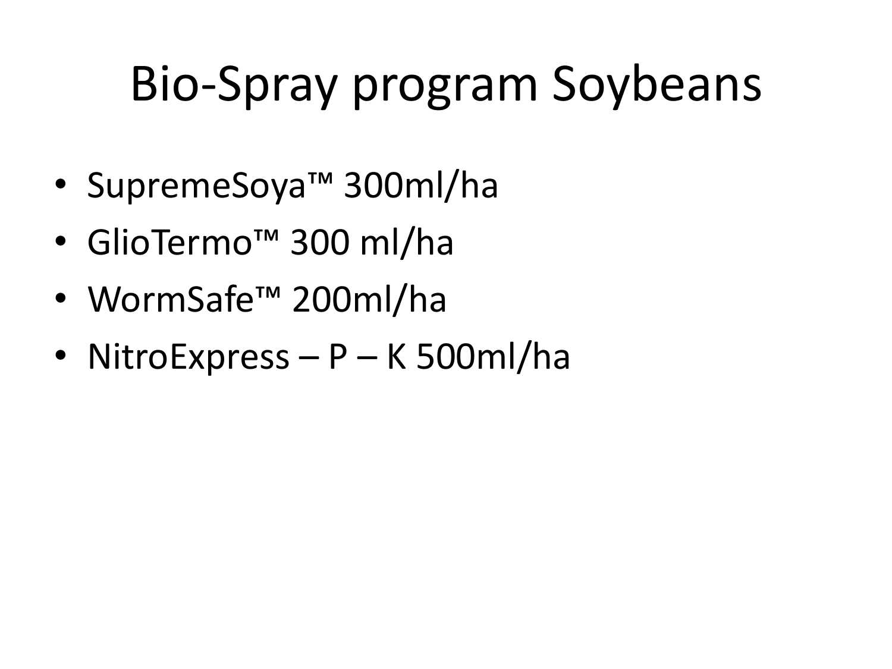# Bio-Spray program Soybeans

- SupremeSoya™ 300ml/ha
- GlioTermo™ 300 ml/ha
- WormSafe™ 200ml/ha
- NitroExpress – P – K 500ml/ha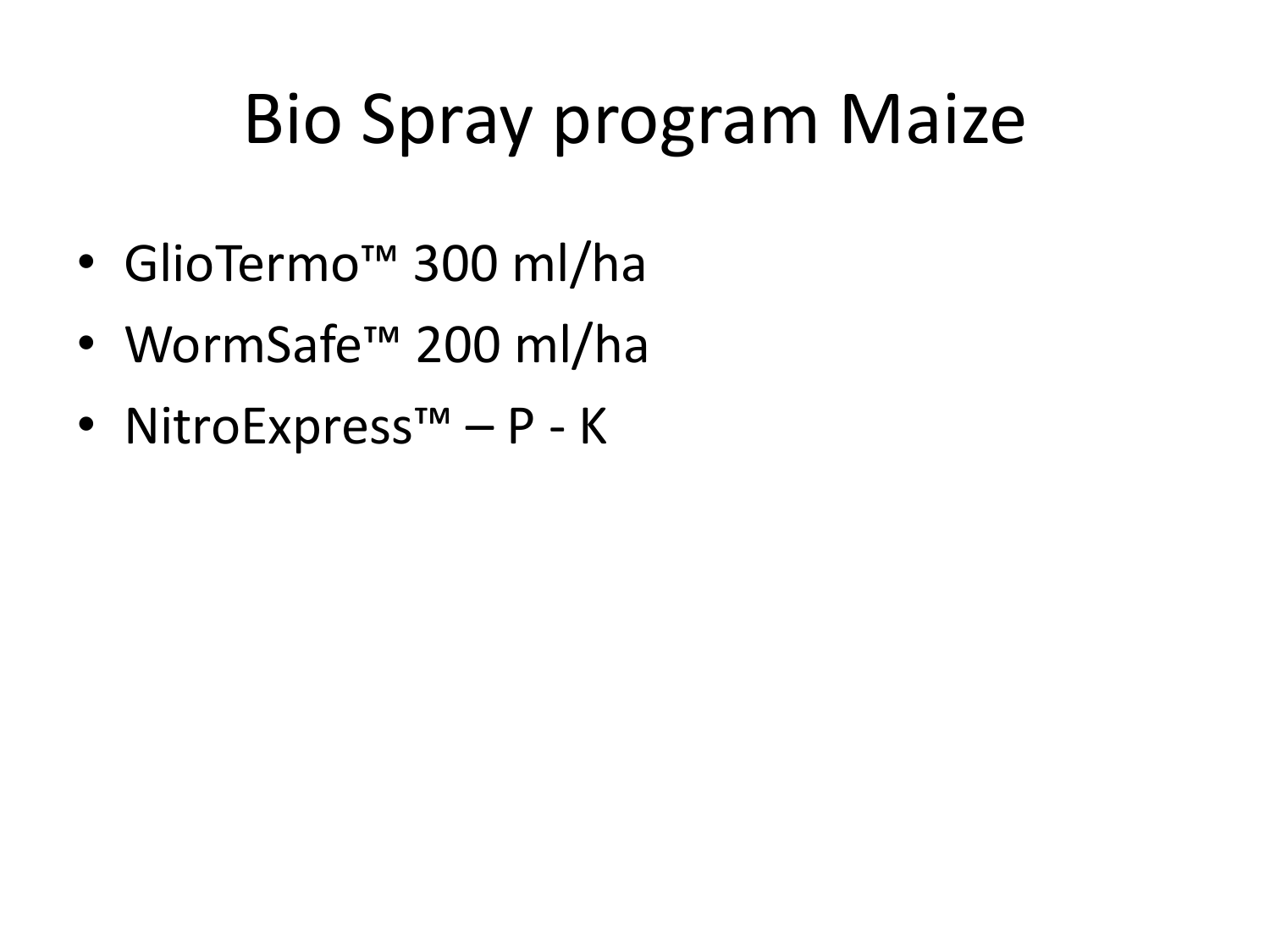# Bio Spray program Maize

- GlioTermo™ 300 ml/ha
- WormSafe™ 200 ml/ha
- NitroExpress™ – P - K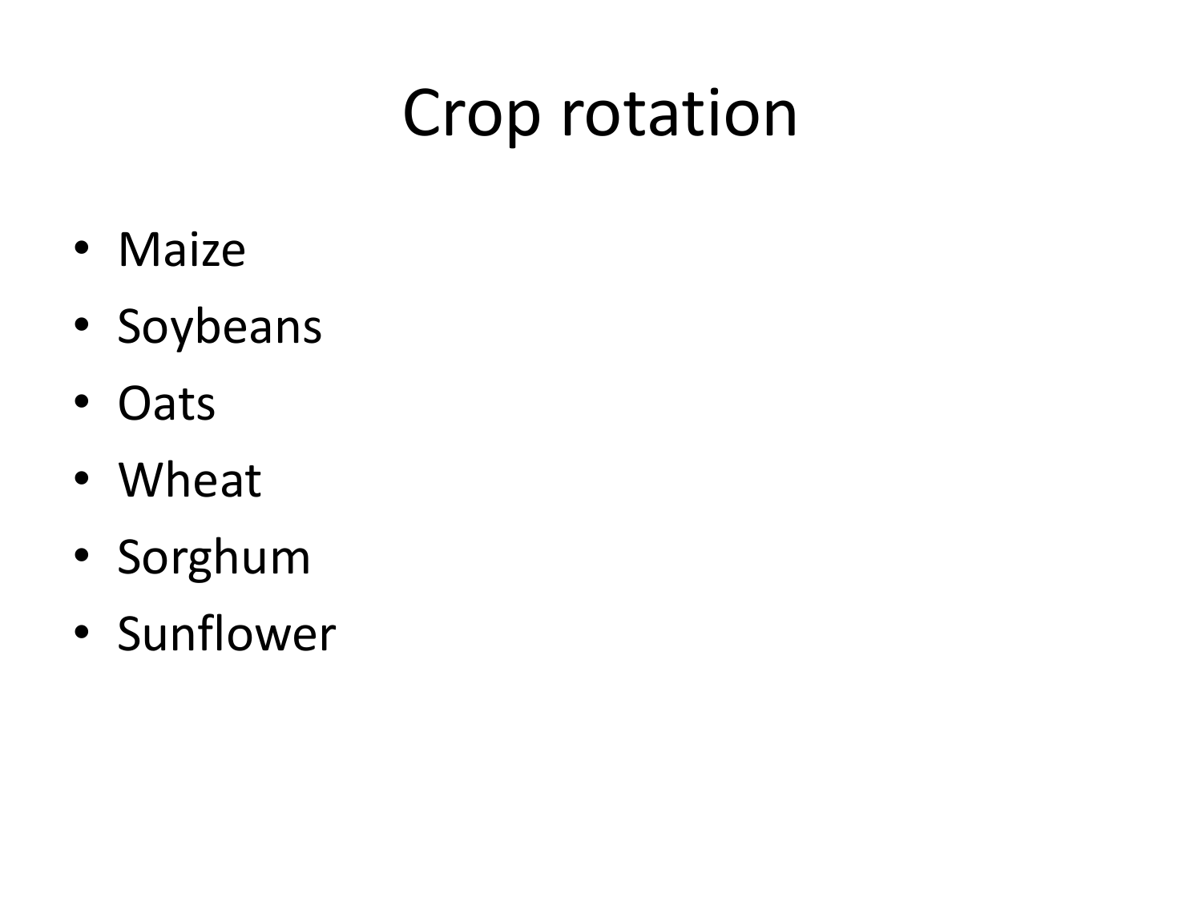# Crop rotation

- Maize
- Soybeans
- Oats
- Wheat
- Sorghum
- Sunflower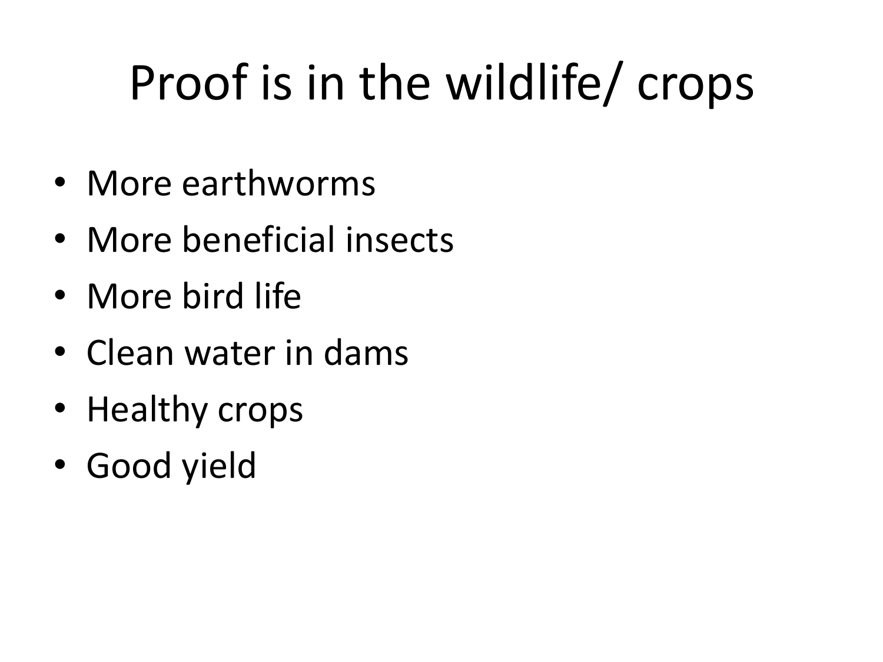# Proof is in the wildlife/ crops

- More earthworms
- More beneficial insects
- More bird life
- Clean water in dams
- Healthy crops
- Good yield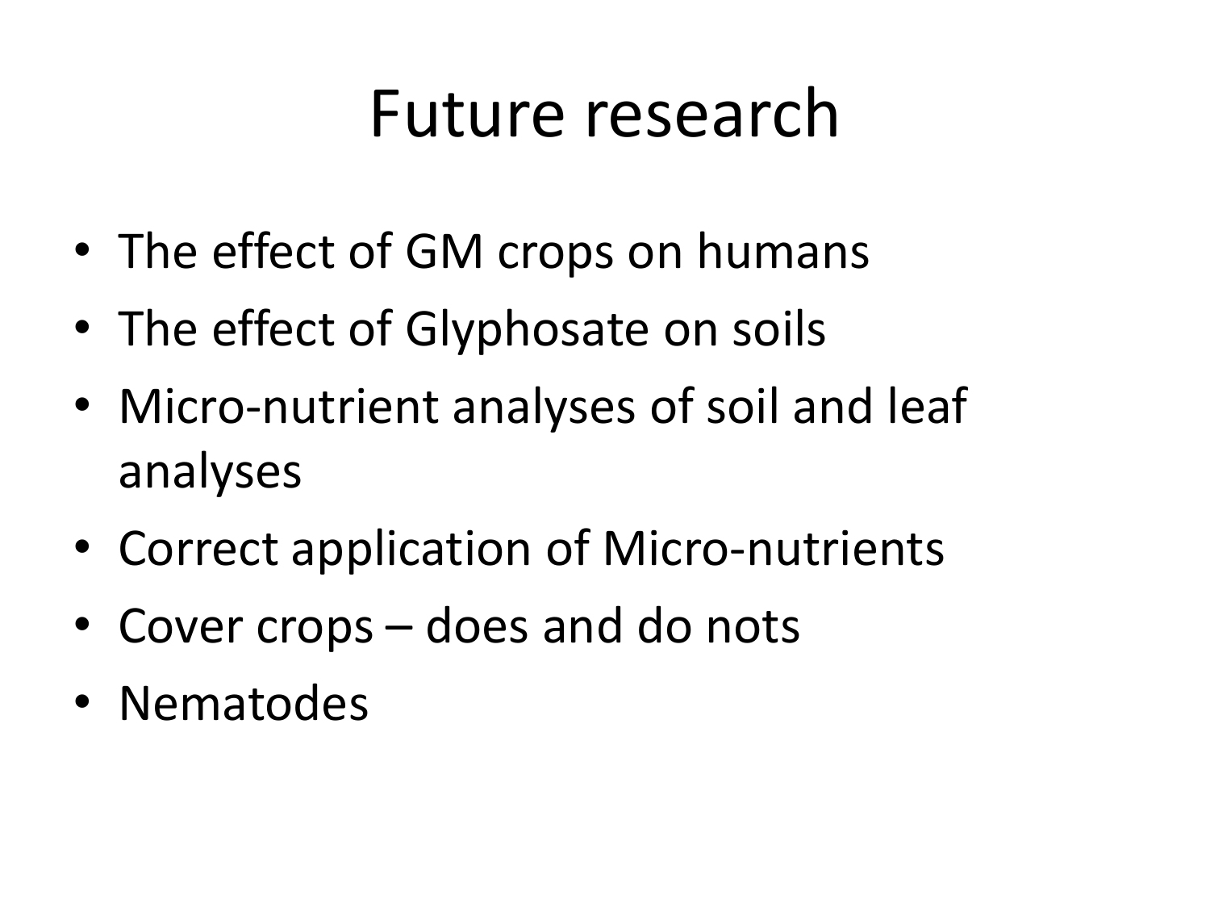# Future research

- The effect of GM crops on humans
- The effect of Glyphosate on soils
- Micro-nutrient analyses of soil and leaf analyses
- Correct application of Micro-nutrients
- Cover crops – does and do nots
- Nematodes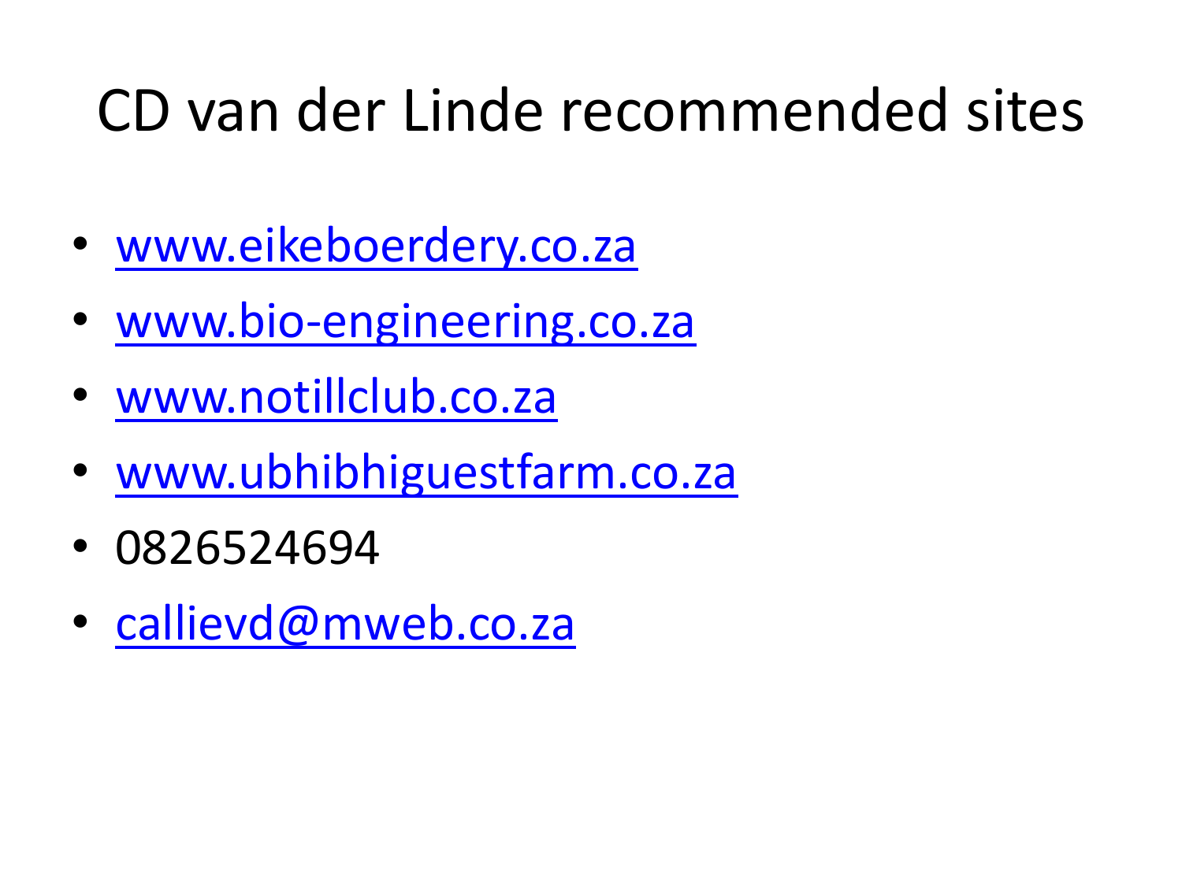# CD van der Linde recommended sites

- www.eikeboerdery.co.za
- www.bio-engineering.co.za
- www.notillclub.co.za
- www.ubhibhiguestfarm.co.za
- 0826524694
- callievd@mweb.co.za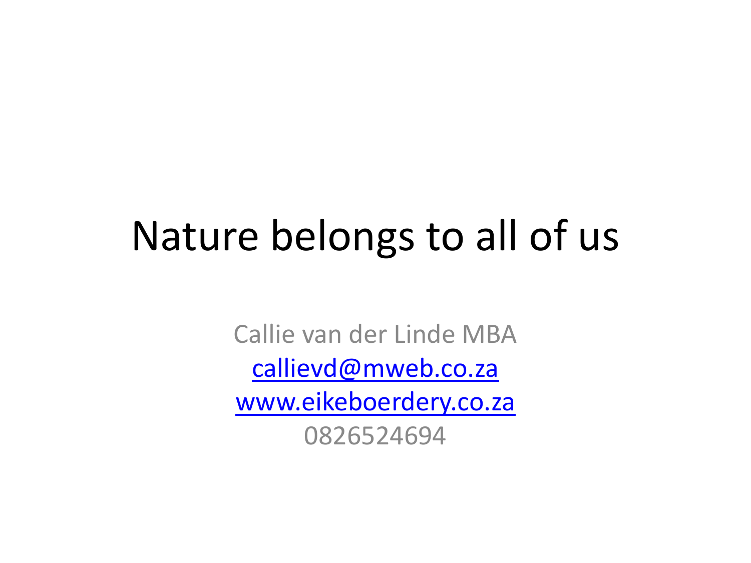# Nature belongs to all of us

Callie van der Linde MBA

callievd@mweb.co.za

www.eikeboerdery.co.za

0826524694